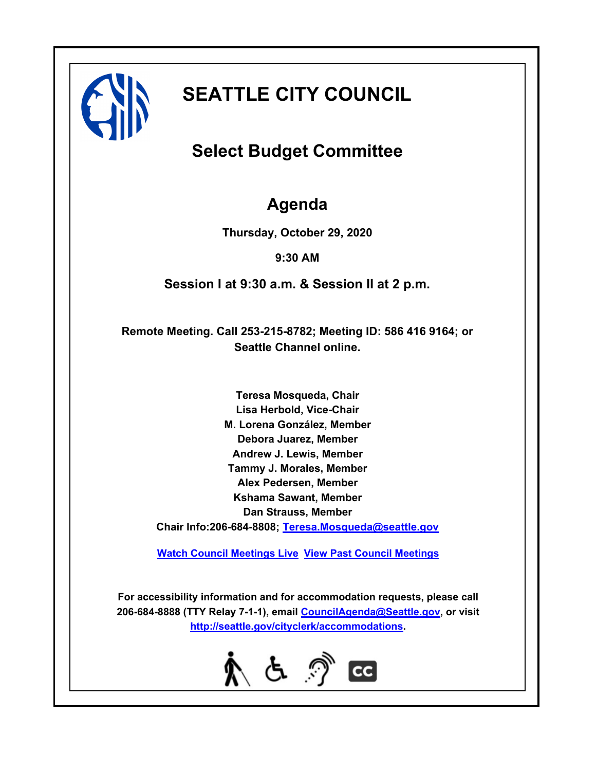# SEATTLE CITY COUNCIL

## Select Budget Committee

## Agenda

**Thursday, October 29, 2020**

**9:30 AM**

**Session I at 9:30 a.m. & Session II at 2 p.m.**

**Remote Meeting. Call 253-215-8782; Meeting ID: 586 416 9164; or Seattle Channel online.**

**Teresa Mosqueda, Chair**
**Lisa Herbold, Vice-Chair**
**M. Lorena González, Member**
**Debora Juarez, Member**
**Andrew J. Lewis, Member**
**Tammy J. Morales, Member**
**Alex Pedersen, Member**
**Kshama Sawant, Member**
**Dan Strauss, Member**

**Chair Info:206-684-8808; Teresa.Mosqueda@seattle.gov**

**Watch Council Meetings Live** **View Past Council Meetings**

**For accessibility information and for accommodation requests, please call 206-684-8888 (TTY Relay 7-1-1), email CouncilAgenda@Seattle.gov, or visit http://seattle.gov/cityclerk/accommodations.**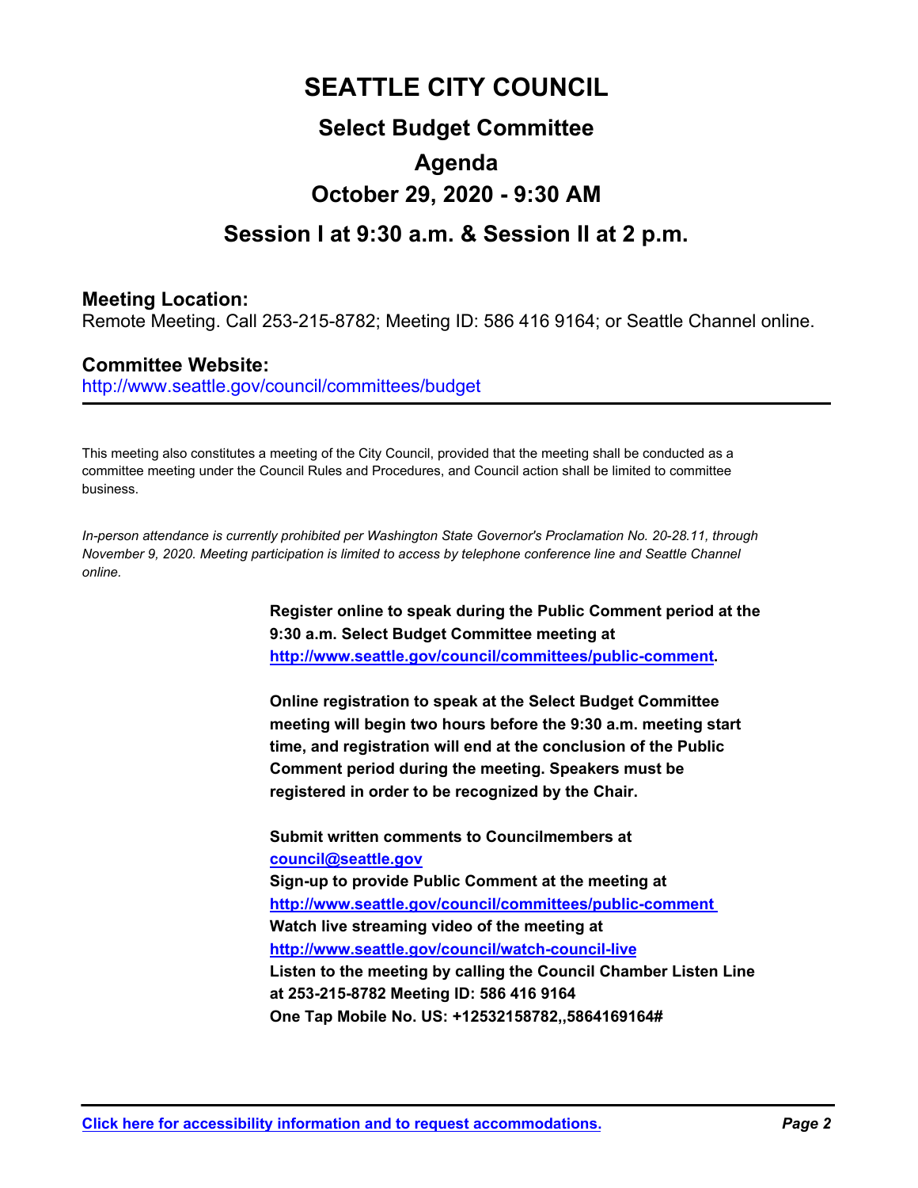# SEATTLE CITY COUNCIL

## Select Budget Committee

## Agenda

## October 29, 2020 - 9:30 AM

## Session I at 9:30 a.m. & Session II at 2 p.m.

### Meeting Location:

Remote Meeting. Call 253-215-8782; Meeting ID: 586 416 9164; or Seattle Channel online.

### Committee Website:

http://www.seattle.gov/council/committees/budget

---

This meeting also constitutes a meeting of the City Council, provided that the meeting shall be conducted as a committee meeting under the Council Rules and Procedures, and Council action shall be limited to committee business.

*In-person attendance is currently prohibited per Washington State Governor's Proclamation No. 20-28.11, through November 9, 2020. Meeting participation is limited to access by telephone conference line and Seattle Channel online.*

**Register online to speak during the Public Comment period at the 9:30 a.m. Select Budget Committee meeting at http://www.seattle.gov/council/committees/public-comment.**

**Online registration to speak at the Select Budget Committee meeting will begin two hours before the 9:30 a.m. meeting start time, and registration will end at the conclusion of the Public Comment period during the meeting. Speakers must be registered in order to be recognized by the Chair.**

**Submit written comments to Councilmembers at council@seattle.gov**
**Sign-up to provide Public Comment at the meeting at http://www.seattle.gov/council/committees/public-comment**
**Watch live streaming video of the meeting at http://www.seattle.gov/council/watch-council-live**
**Listen to the meeting by calling the Council Chamber Listen Line at 253-215-8782 Meeting ID: 586 416 9164**
**One Tap Mobile No. US: +12532158782,,5864169164#**

---

**Click here for accessibility information and to request accommodations.**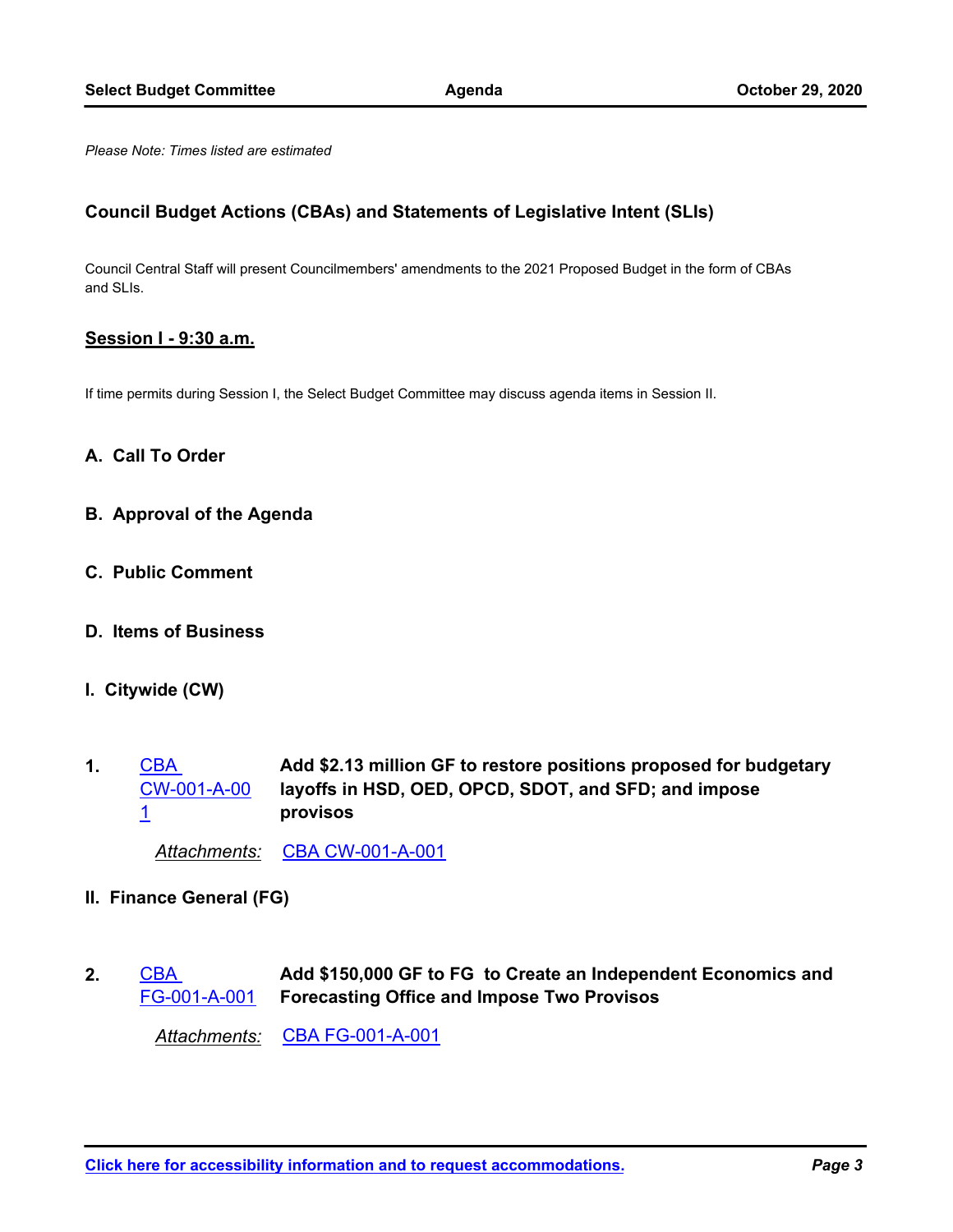*Please Note: Times listed are estimated*

## Council Budget Actions (CBAs) and Statements of Legislative Intent (SLIs)

Council Central Staff will present Councilmembers' amendments to the 2021 Proposed Budget in the form of CBAs and SLIs.

### Session I - 9:30 a.m.

If time permits during Session I, the Select Budget Committee may discuss agenda items in Session II.

**A. Call To Order**

**B. Approval of the Agenda**

**C. Public Comment**

**D. Items of Business**

**I. Citywide (CW)**

**1.** CBA CW-001-A-001 — **Add $2.13 million GF to restore positions proposed for budgetary layoffs in HSD, OED, OPCD, SDOT, and SFD; and impose provisos**

*Attachments:* CBA CW-001-A-001

**II. Finance General (FG)**

**2.** CBA FG-001-A-001 — **Add $150,000 GF to FG to Create an Independent Economics and Forecasting Office and Impose Two Provisos**

*Attachments:* CBA FG-001-A-001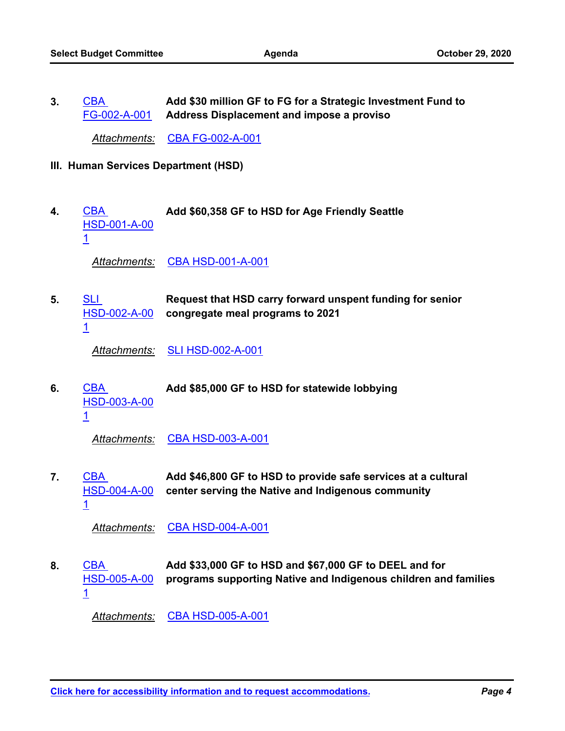**3.** CBA FG-002-A-001 **Add $30 million GF to FG for a Strategic Investment Fund to Address Displacement and impose a proviso**

*Attachments:* CBA FG-002-A-001

## III. Human Services Department (HSD)

**4.** CBA HSD-001-A-001 **Add $60,358 GF to HSD for Age Friendly Seattle**

*Attachments:* CBA HSD-001-A-001

**5.** SLI HSD-002-A-001 **Request that HSD carry forward unspent funding for senior congregate meal programs to 2021**

*Attachments:* SLI HSD-002-A-001

**6.** CBA HSD-003-A-001 **Add $85,000 GF to HSD for statewide lobbying**

*Attachments:* CBA HSD-003-A-001

**7.** CBA HSD-004-A-001 **Add $46,800 GF to HSD to provide safe services at a cultural center serving the Native and Indigenous community**

*Attachments:* CBA HSD-004-A-001

**8.** CBA HSD-005-A-001 **Add $33,000 GF to HSD and $67,000 GF to DEEL and for programs supporting Native and Indigenous children and families**

*Attachments:* CBA HSD-005-A-001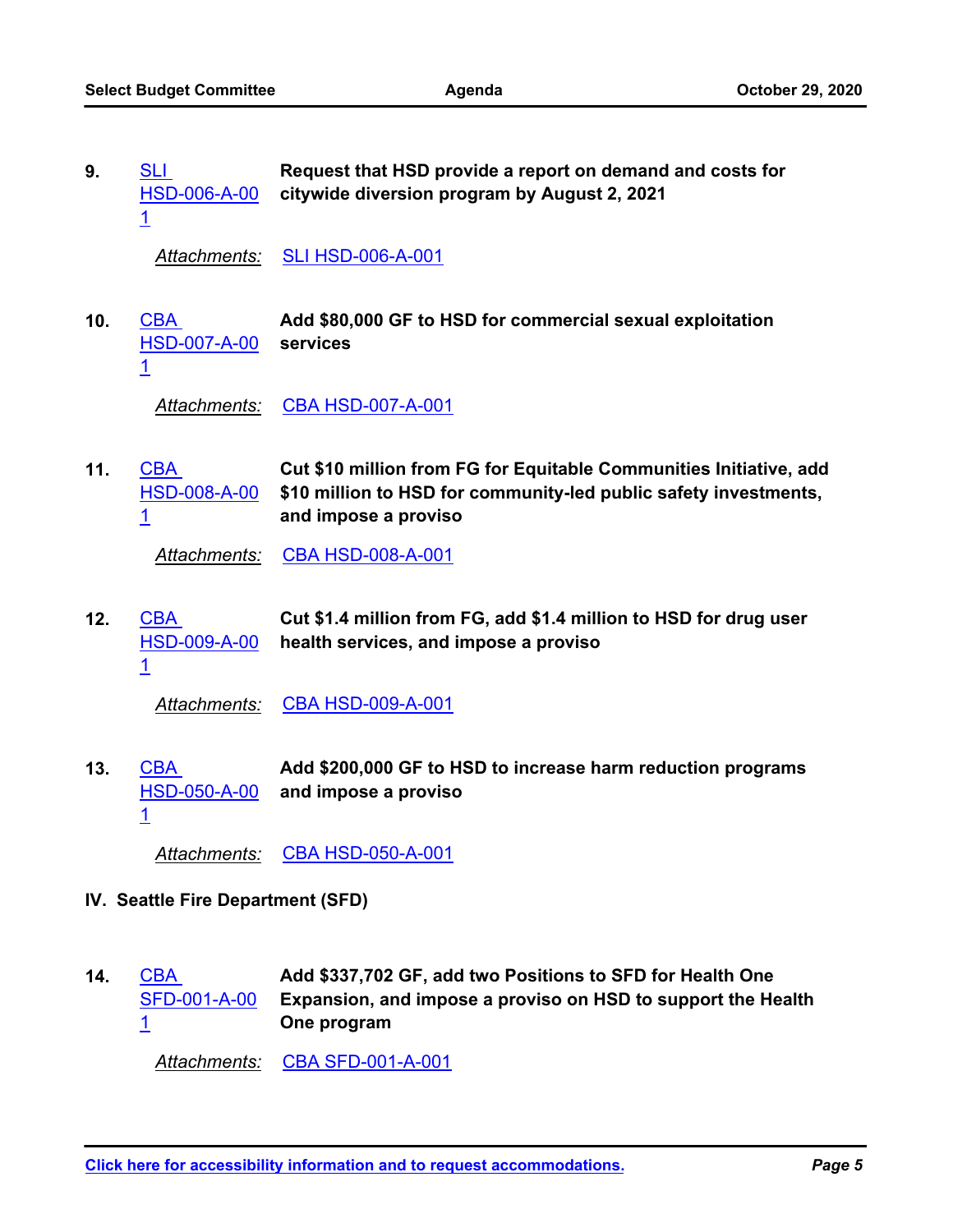**9.** SLI HSD-006-A-001 **Request that HSD provide a report on demand and costs for citywide diversion program by August 2, 2021**

*Attachments:* SLI HSD-006-A-001

**10.** CBA HSD-007-A-001 **Add $80,000 GF to HSD for commercial sexual exploitation services**

*Attachments:* CBA HSD-007-A-001

**11.** CBA HSD-008-A-001 **Cut $10 million from FG for Equitable Communities Initiative, add $10 million to HSD for community-led public safety investments, and impose a proviso**

*Attachments:* CBA HSD-008-A-001

**12.** CBA HSD-009-A-001 **Cut $1.4 million from FG, add $1.4 million to HSD for drug user health services, and impose a proviso**

*Attachments:* CBA HSD-009-A-001

**13.** CBA HSD-050-A-001 **Add $200,000 GF to HSD to increase harm reduction programs and impose a proviso**

*Attachments:* CBA HSD-050-A-001

## IV. Seattle Fire Department (SFD)

**14.** CBA SFD-001-A-001 **Add $337,702 GF, add two Positions to SFD for Health One Expansion, and impose a proviso on HSD to support the Health One program**

*Attachments:* CBA SFD-001-A-001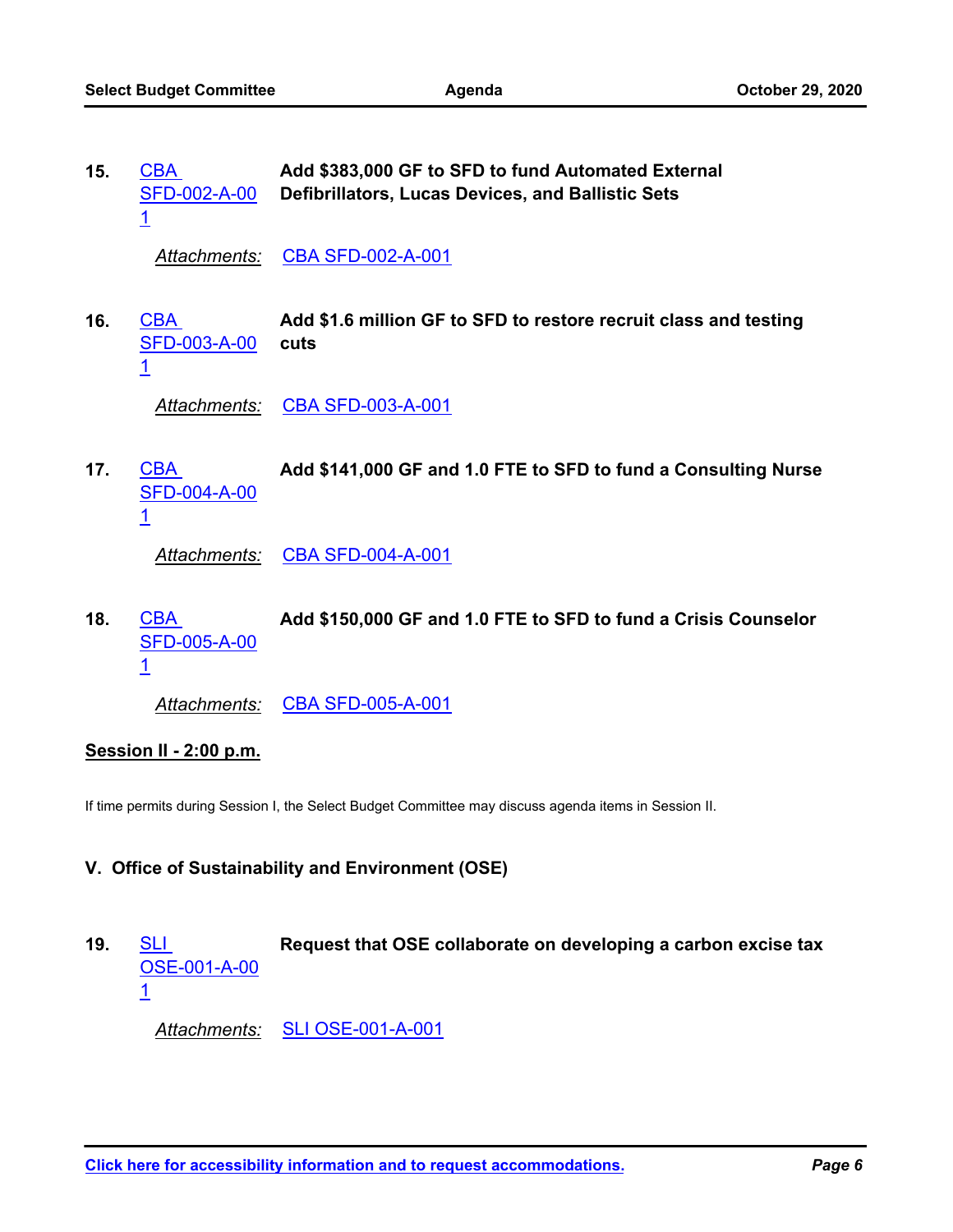**15.** CBA SFD-002-A-001 **Add $383,000 GF to SFD to fund Automated External Defibrillators, Lucas Devices, and Ballistic Sets**

*Attachments:* CBA SFD-002-A-001

**16.** CBA SFD-003-A-001 **Add $1.6 million GF to SFD to restore recruit class and testing cuts**

*Attachments:* CBA SFD-003-A-001

**17.** CBA SFD-004-A-001 **Add $141,000 GF and 1.0 FTE to SFD to fund a Consulting Nurse**

*Attachments:* CBA SFD-004-A-001

**18.** CBA SFD-005-A-001 **Add $150,000 GF and 1.0 FTE to SFD to fund a Crisis Counselor**

*Attachments:* CBA SFD-005-A-001

**Session II - 2:00 p.m.**

If time permits during Session I, the Select Budget Committee may discuss agenda items in Session II.

## V. Office of Sustainability and Environment (OSE)

**19.** SLI OSE-001-A-001 **Request that OSE collaborate on developing a carbon excise tax**

*Attachments:* SLI OSE-001-A-001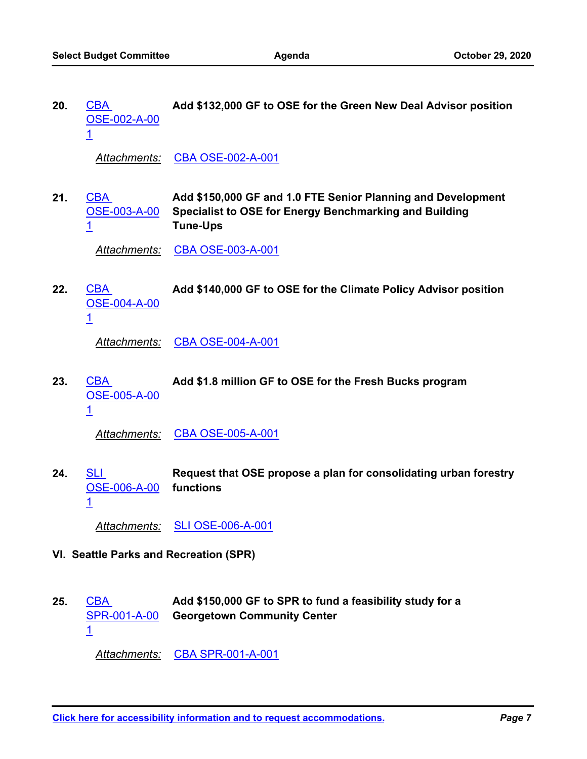**20.** CBA OSE-002-A-001 **Add $132,000 GF to OSE for the Green New Deal Advisor position**

*Attachments:* CBA OSE-002-A-001

**21.** CBA OSE-003-A-001 **Add $150,000 GF and 1.0 FTE Senior Planning and Development Specialist to OSE for Energy Benchmarking and Building Tune-Ups**

*Attachments:* CBA OSE-003-A-001

**22.** CBA OSE-004-A-001 **Add $140,000 GF to OSE for the Climate Policy Advisor position**

*Attachments:* CBA OSE-004-A-001

**23.** CBA OSE-005-A-001 **Add $1.8 million GF to OSE for the Fresh Bucks program**

*Attachments:* CBA OSE-005-A-001

**24.** SLI OSE-006-A-001 **Request that OSE propose a plan for consolidating urban forestry functions**

*Attachments:* SLI OSE-006-A-001

## VI. Seattle Parks and Recreation (SPR)

**25.** CBA SPR-001-A-001 **Add $150,000 GF to SPR to fund a feasibility study for a Georgetown Community Center**

*Attachments:* CBA SPR-001-A-001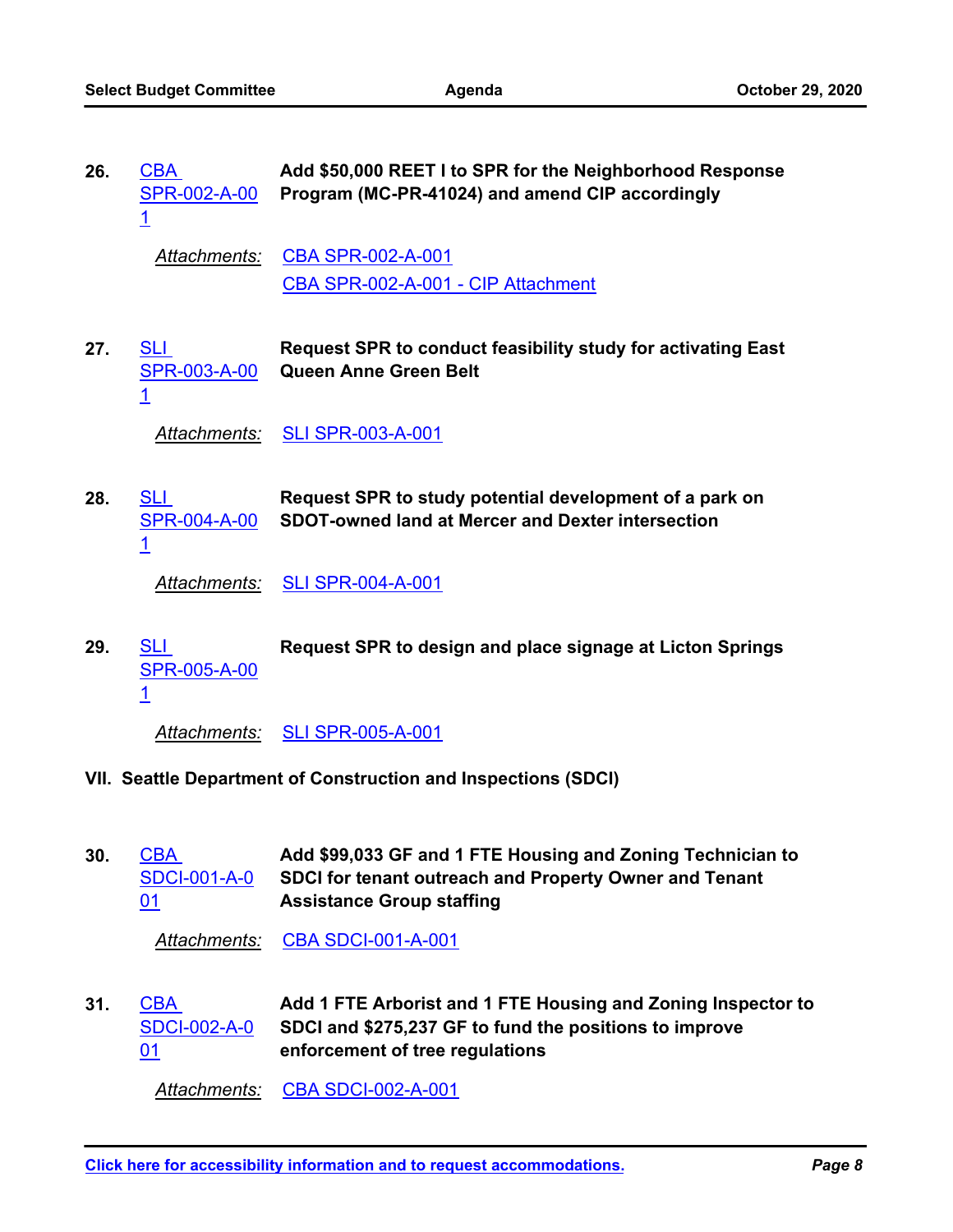26. CBA SPR-002-A-001 **Add $50,000 REET I to SPR for the Neighborhood Response Program (MC-PR-41024) and amend CIP accordingly**

    *Attachments:* CBA SPR-002-A-001
    CBA SPR-002-A-001 - CIP Attachment

27. SLI SPR-003-A-001 **Request SPR to conduct feasibility study for activating East Queen Anne Green Belt**

    *Attachments:* SLI SPR-003-A-001

28. SLI SPR-004-A-001 **Request SPR to study potential development of a park on SDOT-owned land at Mercer and Dexter intersection**

    *Attachments:* SLI SPR-004-A-001

29. SLI SPR-005-A-001 **Request SPR to design and place signage at Licton Springs**

    *Attachments:* SLI SPR-005-A-001

## VII. Seattle Department of Construction and Inspections (SDCI)

30. CBA SDCI-001-A-001 **Add $99,033 GF and 1 FTE Housing and Zoning Technician to SDCI for tenant outreach and Property Owner and Tenant Assistance Group staffing**

    *Attachments:* CBA SDCI-001-A-001

31. CBA SDCI-002-A-001 **Add 1 FTE Arborist and 1 FTE Housing and Zoning Inspector to SDCI and $275,237 GF to fund the positions to improve enforcement of tree regulations**

    *Attachments:* CBA SDCI-002-A-001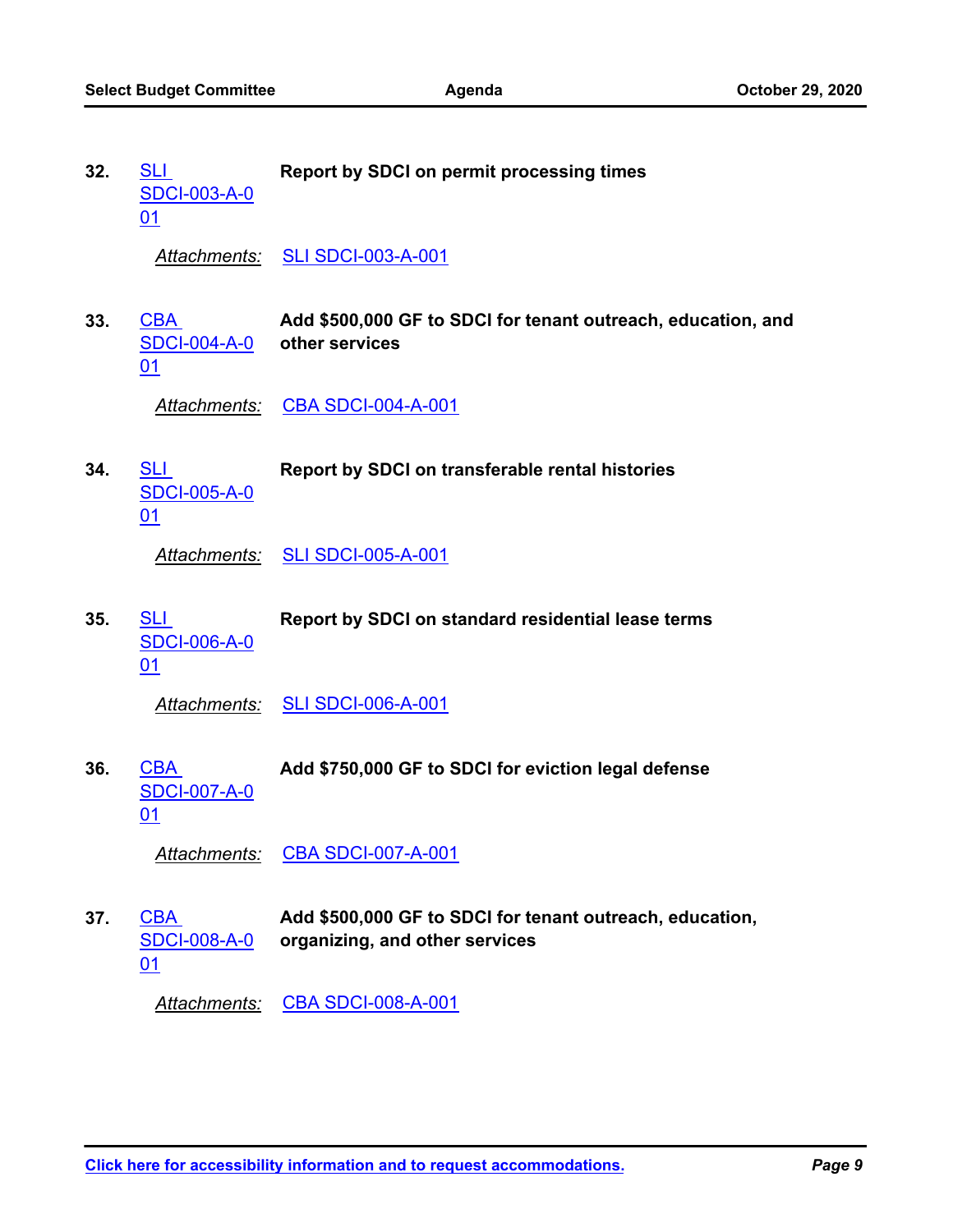32. SLI SDCI-003-A-001 **Report by SDCI on permit processing times**

    *Attachments:* SLI SDCI-003-A-001

33. CBA SDCI-004-A-001 **Add $500,000 GF to SDCI for tenant outreach, education, and other services**

    *Attachments:* CBA SDCI-004-A-001

34. SLI SDCI-005-A-001 **Report by SDCI on transferable rental histories**

    *Attachments:* SLI SDCI-005-A-001

35. SLI SDCI-006-A-001 **Report by SDCI on standard residential lease terms**

    *Attachments:* SLI SDCI-006-A-001

36. CBA SDCI-007-A-001 **Add $750,000 GF to SDCI for eviction legal defense**

    *Attachments:* CBA SDCI-007-A-001

37. CBA SDCI-008-A-001 **Add $500,000 GF to SDCI for tenant outreach, education, organizing, and other services**

    *Attachments:* CBA SDCI-008-A-001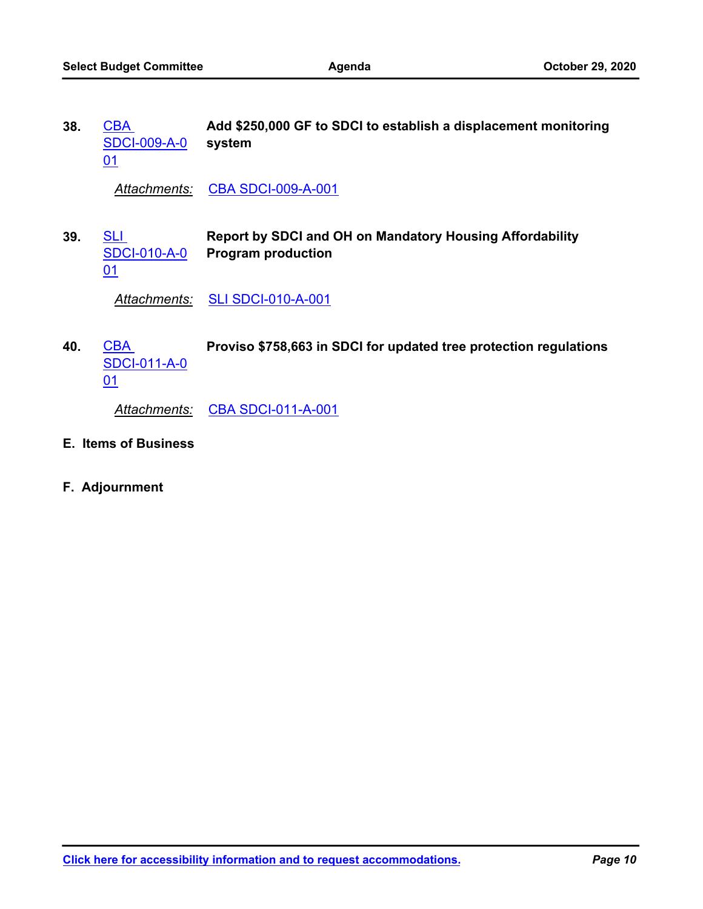**38.** CBA SDCI-009-A-001 **Add $250,000 GF to SDCI to establish a displacement monitoring system**

*Attachments:* CBA SDCI-009-A-001

**39.** SLI SDCI-010-A-001 **Report by SDCI and OH on Mandatory Housing Affordability Program production**

*Attachments:* SLI SDCI-010-A-001

**40.** CBA SDCI-011-A-001 **Proviso $758,663 in SDCI for updated tree protection regulations**

*Attachments:* CBA SDCI-011-A-001

## E. Items of Business

## F. Adjournment

**Click here for accessibility information and to request accommodations.**